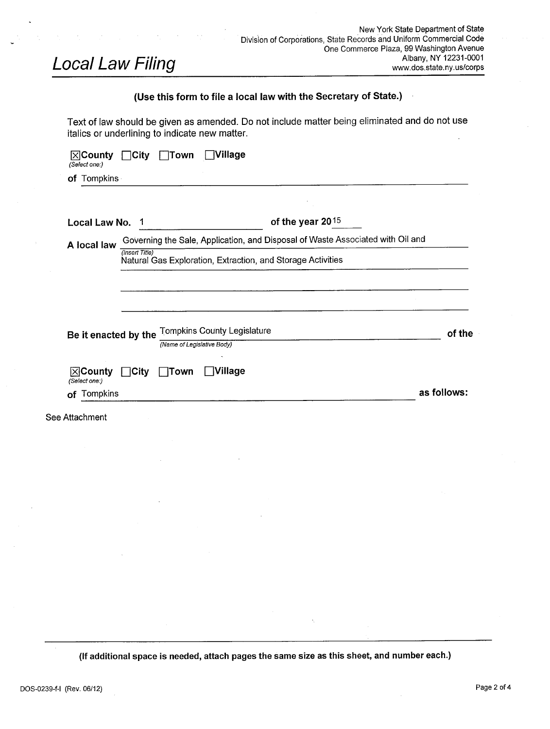# Local Law Filing

New York State Department of State
Division of Corporations, State Records and Uniform Commercial Code
One Commerce Plaza, 99 Washington Avenue
Albany, NY 12231-0001
www.dos.state.ny.us/corps

**(Use this form to file a local law with the Secretary of State.)**

Text of law should be given as amended. Do not include matter being eliminated and do not use italics or underlining to indicate new matter.

☒**County** ☐**City** ☐**Town** ☐**Village**
*(Select one:)*

**of** Tompkins

**Local Law No.** 1 **of the year 20**15

**A local law** Governing the Sale, Application, and Disposal of Waste Associated with Oil and Natural Gas Exploration, Extraction, and Storage Activities
*(Insert Title)*

**Be it enacted by the** Tompkins County Legislature **of the**
*(Name of Legislative Body)*

☒**County** ☐**City** ☐**Town** ☐**Village**
*(Select one:)*

**of** Tompkins **as follows:**

See Attachment

**(If additional space is needed, attach pages the same size as this sheet, and number each.)**

DOS-0239-f-l (Rev. 06/12)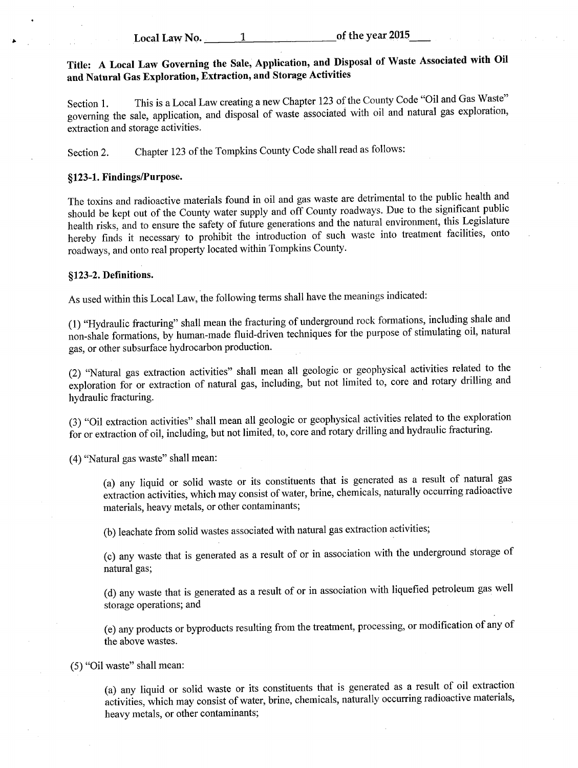Local Law No. 1 of the year 2015

**Title: A Local Law Governing the Sale, Application, and Disposal of Waste Associated with Oil and Natural Gas Exploration, Extraction, and Storage Activities**

Section 1. This is a Local Law creating a new Chapter 123 of the County Code "Oil and Gas Waste" governing the sale, application, and disposal of waste associated with oil and natural gas exploration, extraction and storage activities.

Section 2. Chapter 123 of the Tompkins County Code shall read as follows:

**§123-1. Findings/Purpose.**

The toxins and radioactive materials found in oil and gas waste are detrimental to the public health and should be kept out of the County water supply and off County roadways. Due to the significant public health risks, and to ensure the safety of future generations and the natural environment, this Legislature hereby finds it necessary to prohibit the introduction of such waste into treatment facilities, onto roadways, and onto real property located within Tompkins County.

**§123-2. Definitions.**

As used within this Local Law, the following terms shall have the meanings indicated:

(1) "Hydraulic fracturing" shall mean the fracturing of underground rock formations, including shale and non-shale formations, by human-made fluid-driven techniques for the purpose of stimulating oil, natural gas, or other subsurface hydrocarbon production.

(2) "Natural gas extraction activities" shall mean all geologic or geophysical activities related to the exploration for or extraction of natural gas, including, but not limited to, core and rotary drilling and hydraulic fracturing.

(3) "Oil extraction activities" shall mean all geologic or geophysical activities related to the exploration for or extraction of oil, including, but not limited, to, core and rotary drilling and hydraulic fracturing.

(4) "Natural gas waste" shall mean:

> (a) any liquid or solid waste or its constituents that is generated as a result of natural gas extraction activities, which may consist of water, brine, chemicals, naturally occurring radioactive materials, heavy metals, or other contaminants;
>
> (b) leachate from solid wastes associated with natural gas extraction activities;
>
> (c) any waste that is generated as a result of or in association with the underground storage of natural gas;
>
> (d) any waste that is generated as a result of or in association with liquefied petroleum gas well storage operations; and
>
> (e) any products or byproducts resulting from the treatment, processing, or modification of any of the above wastes.

(5) "Oil waste" shall mean:

> (a) any liquid or solid waste or its constituents that is generated as a result of oil extraction activities, which may consist of water, brine, chemicals, naturally occurring radioactive materials, heavy metals, or other contaminants;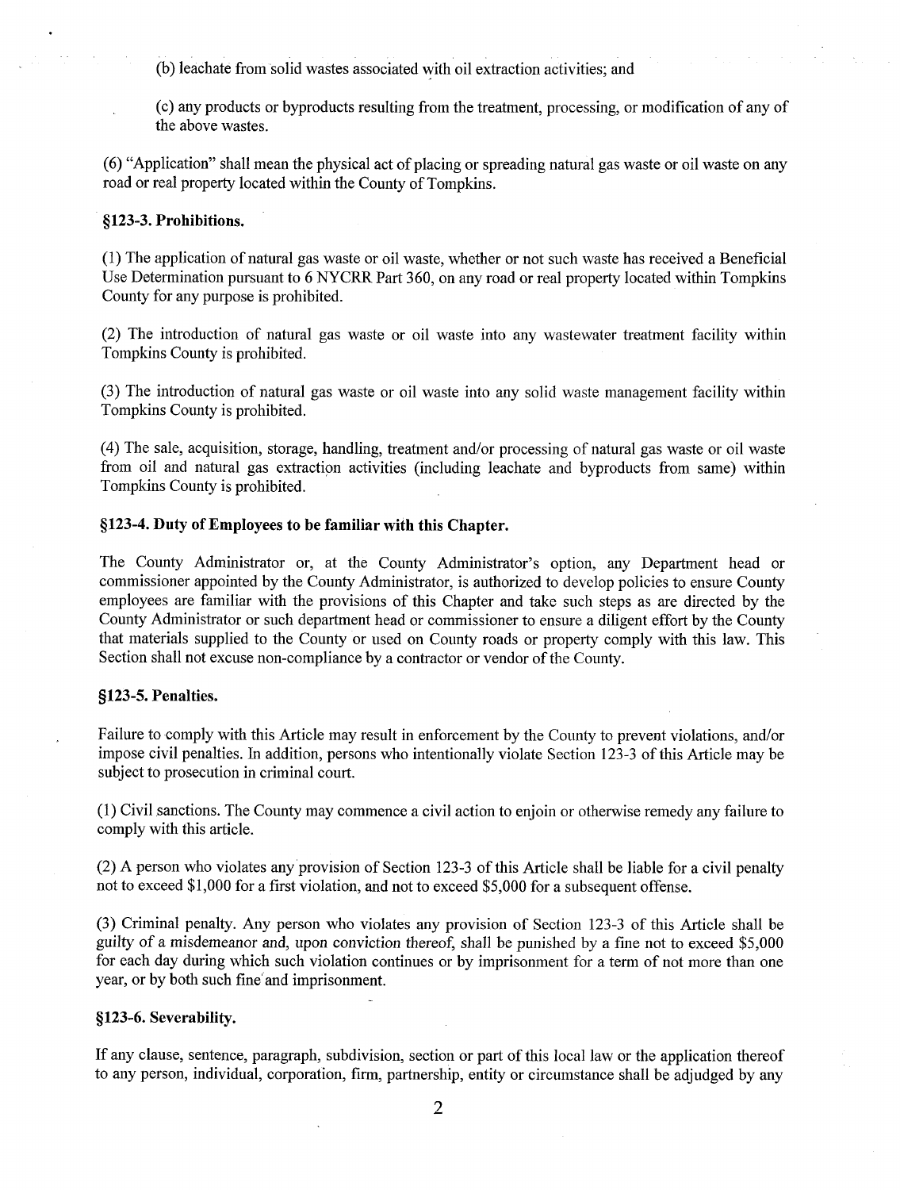(b) leachate from solid wastes associated with oil extraction activities; and

(c) any products or byproducts resulting from the treatment, processing, or modification of any of the above wastes.

(6) "Application" shall mean the physical act of placing or spreading natural gas waste or oil waste on any road or real property located within the County of Tompkins.

### §123-3. Prohibitions.

(1) The application of natural gas waste or oil waste, whether or not such waste has received a Beneficial Use Determination pursuant to 6 NYCRR Part 360, on any road or real property located within Tompkins County for any purpose is prohibited.

(2) The introduction of natural gas waste or oil waste into any wastewater treatment facility within Tompkins County is prohibited.

(3) The introduction of natural gas waste or oil waste into any solid waste management facility within Tompkins County is prohibited.

(4) The sale, acquisition, storage, handling, treatment and/or processing of natural gas waste or oil waste from oil and natural gas extraction activities (including leachate and byproducts from same) within Tompkins County is prohibited.

### §123-4. Duty of Employees to be familiar with this Chapter.

The County Administrator or, at the County Administrator's option, any Department head or commissioner appointed by the County Administrator, is authorized to develop policies to ensure County employees are familiar with the provisions of this Chapter and take such steps as are directed by the County Administrator or such department head or commissioner to ensure a diligent effort by the County that materials supplied to the County or used on County roads or property comply with this law. This Section shall not excuse non-compliance by a contractor or vendor of the County.

### §123-5. Penalties.

Failure to comply with this Article may result in enforcement by the County to prevent violations, and/or impose civil penalties. In addition, persons who intentionally violate Section 123-3 of this Article may be subject to prosecution in criminal court.

(1) Civil sanctions. The County may commence a civil action to enjoin or otherwise remedy any failure to comply with this article.

(2) A person who violates any provision of Section 123-3 of this Article shall be liable for a civil penalty not to exceed $1,000 for a first violation, and not to exceed $5,000 for a subsequent offense.

(3) Criminal penalty. Any person who violates any provision of Section 123-3 of this Article shall be guilty of a misdemeanor and, upon conviction thereof, shall be punished by a fine not to exceed $5,000 for each day during which such violation continues or by imprisonment for a term of not more than one year, or by both such fine and imprisonment.

### §123-6. Severability.

If any clause, sentence, paragraph, subdivision, section or part of this local law or the application thereof to any person, individual, corporation, firm, partnership, entity or circumstance shall be adjudged by any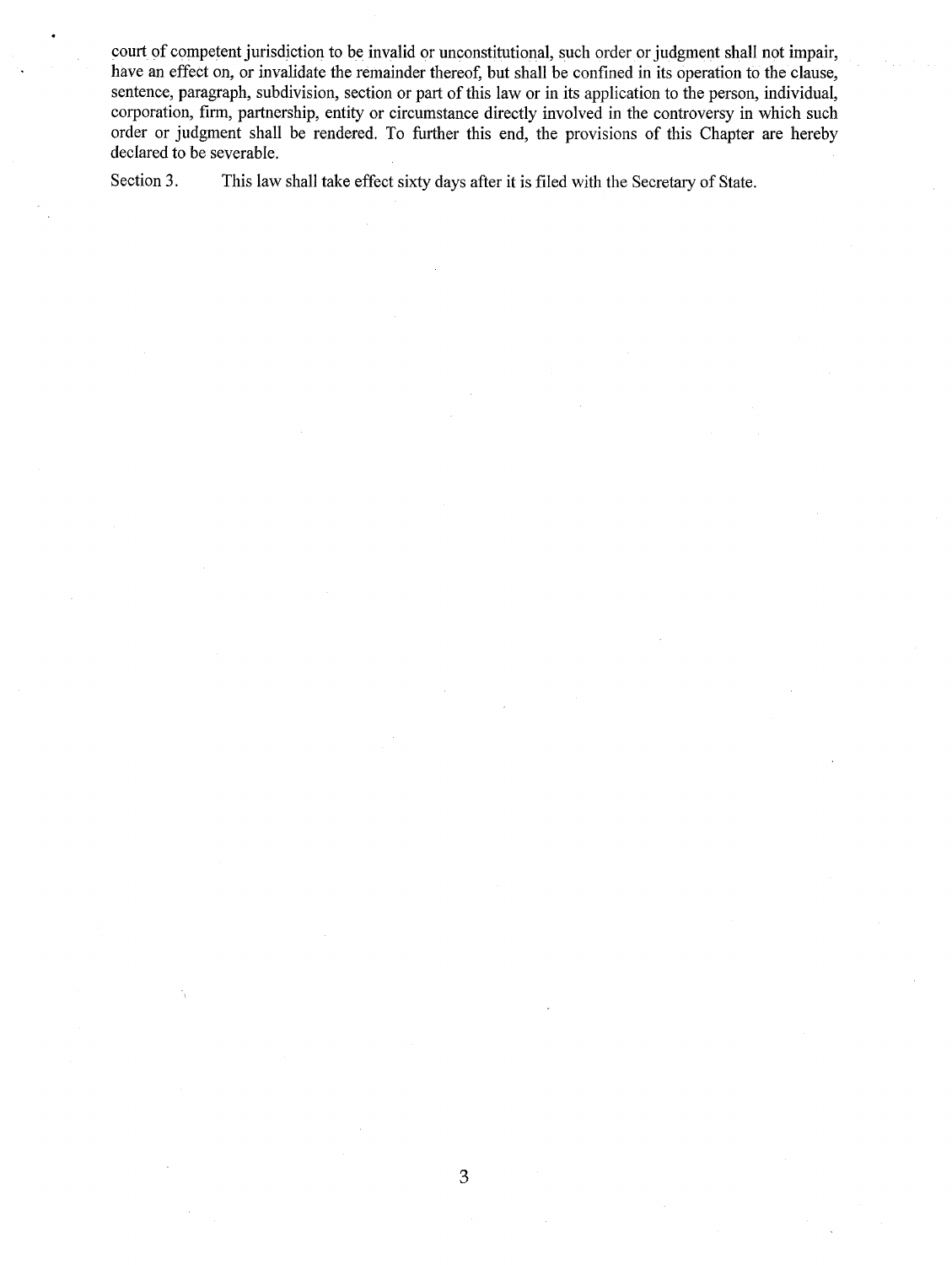court of competent jurisdiction to be invalid or unconstitutional, such order or judgment shall not impair, have an effect on, or invalidate the remainder thereof, but shall be confined in its operation to the clause, sentence, paragraph, subdivision, section or part of this law or in its application to the person, individual, corporation, firm, partnership, entity or circumstance directly involved in the controversy in which such order or judgment shall be rendered. To further this end, the provisions of this Chapter are hereby declared to be severable.

Section 3. This law shall take effect sixty days after it is filed with the Secretary of State.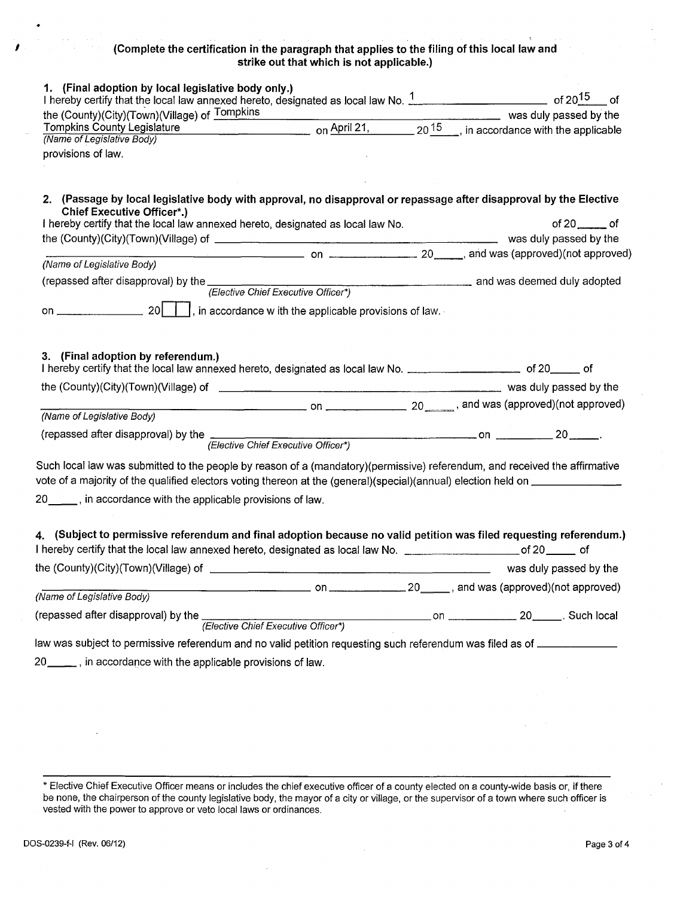**(Complete the certification in the paragraph that applies to the filing of this local law and strike out that which is not applicable.)**

**1. (Final adoption by local legislative body only.)**

I hereby certify that the local law annexed hereto, designated as local law No. 1 of 2015 of the (County)(City)(Town)(Village) of Tompkins was duly passed by the Tompkins County Legislature on April 21, 2015, in accordance with the applicable provisions of law.

*(Name of Legislative Body)*

**2. (Passage by local legislative body with approval, no disapproval or repassage after disapproval by the Elective Chief Executive Officer\*.)**

I hereby certify that the local law annexed hereto, designated as local law No. \_\_\_\_\_ of 20\_\_\_\_\_ of the (County)(City)(Town)(Village) of \_\_\_\_\_\_\_\_\_\_\_\_\_\_\_\_\_\_\_\_ was duly passed by the \_\_\_\_\_\_\_\_\_\_\_\_\_\_\_\_\_\_\_\_ on \_\_\_\_\_\_\_\_\_\_ 20\_\_\_\_\_, and was (approved)(not approved)

*(Name of Legislative Body)*

(repassed after disapproval) by the \_\_\_\_\_\_\_\_\_\_\_\_\_\_\_\_\_\_\_\_ and was deemed duly adopted

*(Elective Chief Executive Officer\*)*

on \_\_\_\_\_\_\_\_\_\_ 20\_\_\_\_\_, in accordance w ith the applicable provisions of law.

**3. (Final adoption by referendum.)**

I hereby certify that the local law annexed hereto, designated as local law No. \_\_\_\_\_\_\_\_\_\_ of 20\_\_\_\_\_ of the (County)(City)(Town)(Village) of \_\_\_\_\_\_\_\_\_\_\_\_\_\_\_\_\_\_\_\_ was duly passed by the \_\_\_\_\_\_\_\_\_\_\_\_\_\_\_\_\_\_\_\_ on \_\_\_\_\_\_\_\_\_\_ 20\_\_\_\_\_, and was (approved)(not approved)

*(Name of Legislative Body)*

(repassed after disapproval) by the \_\_\_\_\_\_\_\_\_\_\_\_\_\_\_\_\_\_\_\_ on \_\_\_\_\_\_\_\_\_\_ 20\_\_\_\_\_.

*(Elective Chief Executive Officer\*)*

Such local law was submitted to the people by reason of a (mandatory)(permissive) referendum, and received the affirmative vote of a majority of the qualified electors voting thereon at the (general)(special)(annual) election held on \_\_\_\_\_\_\_\_\_\_ 20\_\_\_\_\_, in accordance with the applicable provisions of law.

**4. (Subject to permissive referendum and final adoption because no valid petition was filed requesting referendum.)**

I hereby certify that the local law annexed hereto, designated as local law No. \_\_\_\_\_\_\_\_\_\_ of 20\_\_\_\_\_ of the (County)(City)(Town)(Village) of \_\_\_\_\_\_\_\_\_\_\_\_\_\_\_\_\_\_\_\_ was duly passed by the \_\_\_\_\_\_\_\_\_\_\_\_\_\_\_\_\_\_\_\_ on \_\_\_\_\_\_\_\_\_\_ 20\_\_\_\_\_, and was (approved)(not approved)

*(Name of Legislative Body)*

(repassed after disapproval) by the \_\_\_\_\_\_\_\_\_\_\_\_\_\_\_\_\_\_\_\_ on \_\_\_\_\_\_\_\_\_\_ 20\_\_\_\_\_. Such local

*(Elective Chief Executive Officer\*)*

law was subject to permissive referendum and no valid petition requesting such referendum was filed as of \_\_\_\_\_\_\_\_\_\_ 20\_\_\_\_\_, in accordance with the applicable provisions of law.

---

\* Elective Chief Executive Officer means or includes the chief executive officer of a county elected on a county-wide basis or, if there be none, the chairperson of the county legislative body, the mayor of a city or village, or the supervisor of a town where such officer is vested with the power to approve or veto local laws or ordinances.

DOS-0239-f-l (Rev. 06/12)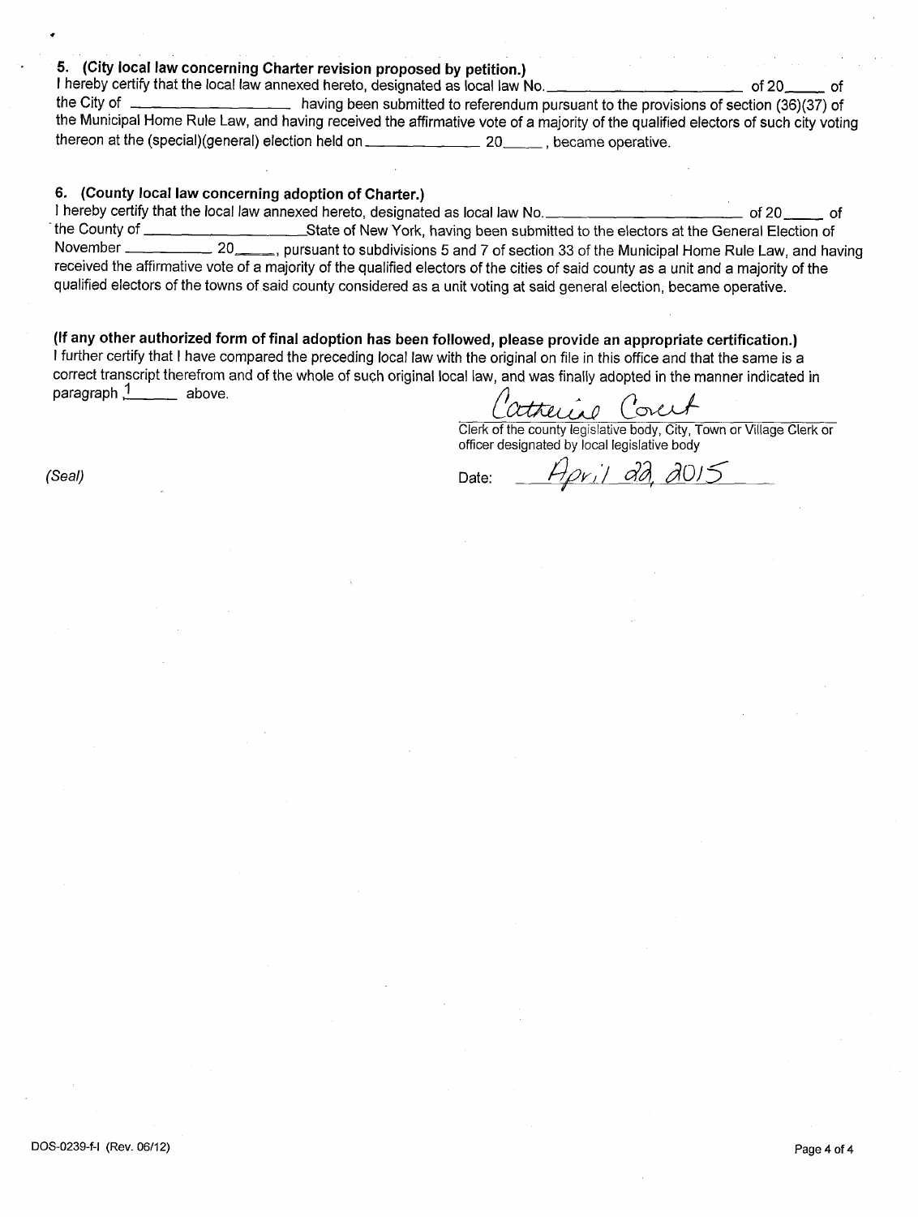**5. (City local law concerning Charter revision proposed by petition.)**

I hereby certify that the local law annexed hereto, designated as local law No.______________________ of 20_____ of the City of ____________________ having been submitted to referendum pursuant to the provisions of section (36)(37) of the Municipal Home Rule Law, and having received the affirmative vote of a majority of the qualified electors of such city voting thereon at the (special)(general) election held on______________ 20_____, became operative.

**6. (County local law concerning adoption of Charter.)**

I hereby certify that the local law annexed hereto, designated as local law No.______________________ of 20_____ of the County of ____________________State of New York, having been submitted to the electors at the General Election of November __________ 20_____, pursuant to subdivisions 5 and 7 of section 33 of the Municipal Home Rule Law, and having received the affirmative vote of a majority of the qualified electors of the cities of said county as a unit and a majority of the qualified electors of the towns of said county considered as a unit voting at said general election, became operative.

**(If any other authorized form of final adoption has been followed, please provide an appropriate certification.)**

I further certify that I have compared the preceding local law with the original on file in this office and that the same is a correct transcript therefrom and of the whole of such original local law, and was finally adopted in the manner indicated in paragraph 1 above.

Catherine Court

Clerk of the county legislative body, City, Town or Village Clerk or officer designated by local legislative body

*(Seal)*

Date: April 22, 2015

DOS-0239-f-l (Rev. 06/12)